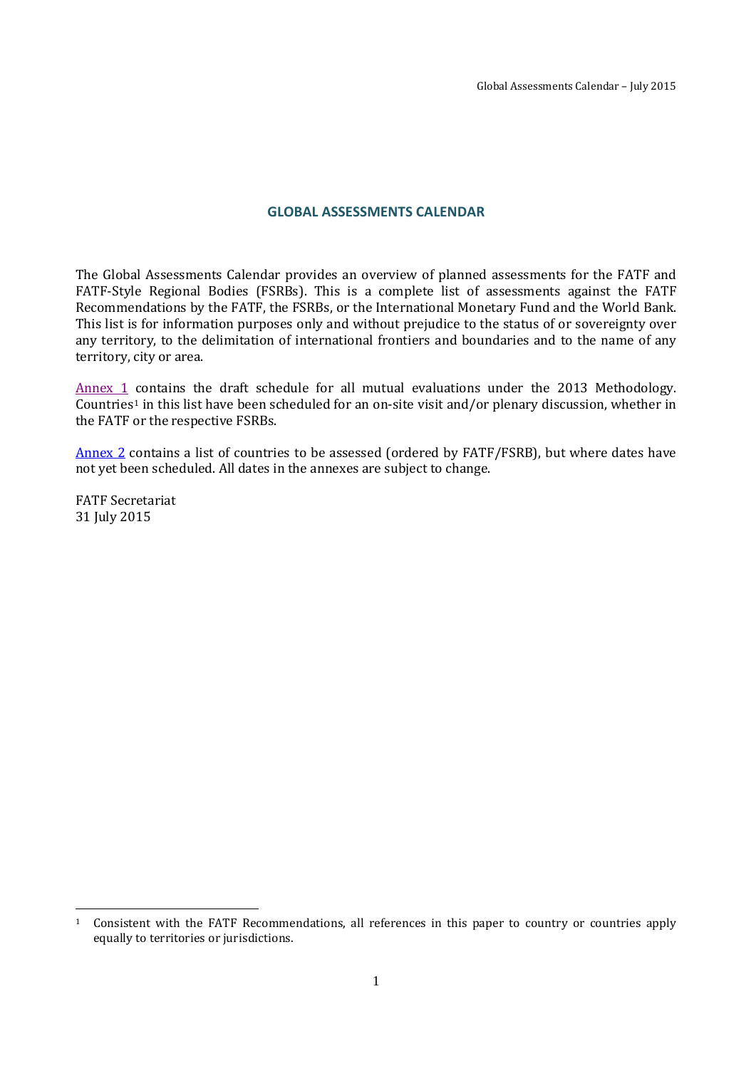# GLOBAL ASSESSMENTS CALENDAR

The Global Assessments Calendar provides an overview of planned assessments for the FATF and FATF-Style Regional Bodies (FSRBs). This is a complete list of assessments against the FATF Recommendations by the FATF, the FSRBs, or the International Monetary Fund and the World Bank. This list is for information purposes only and without prejudice to the status of or sovereignty over any territory, to the delimitation of international frontiers and boundaries and to the name of any territory, city or area.

Annex 1 contains the draft schedule for all mutual evaluations under the 2013 Methodology. Countries[1] in this list have been scheduled for an on-site visit and/or plenary discussion, whether in the FATF or the respective FSRBs.

Annex 2 contains a list of countries to be assessed (ordered by FATF/FSRB), but where dates have not yet been scheduled. All dates in the annexes are subject to change.

FATF Secretariat
31 July 2015

[1] Consistent with the FATF Recommendations, all references in this paper to country or countries apply equally to territories or jurisdictions.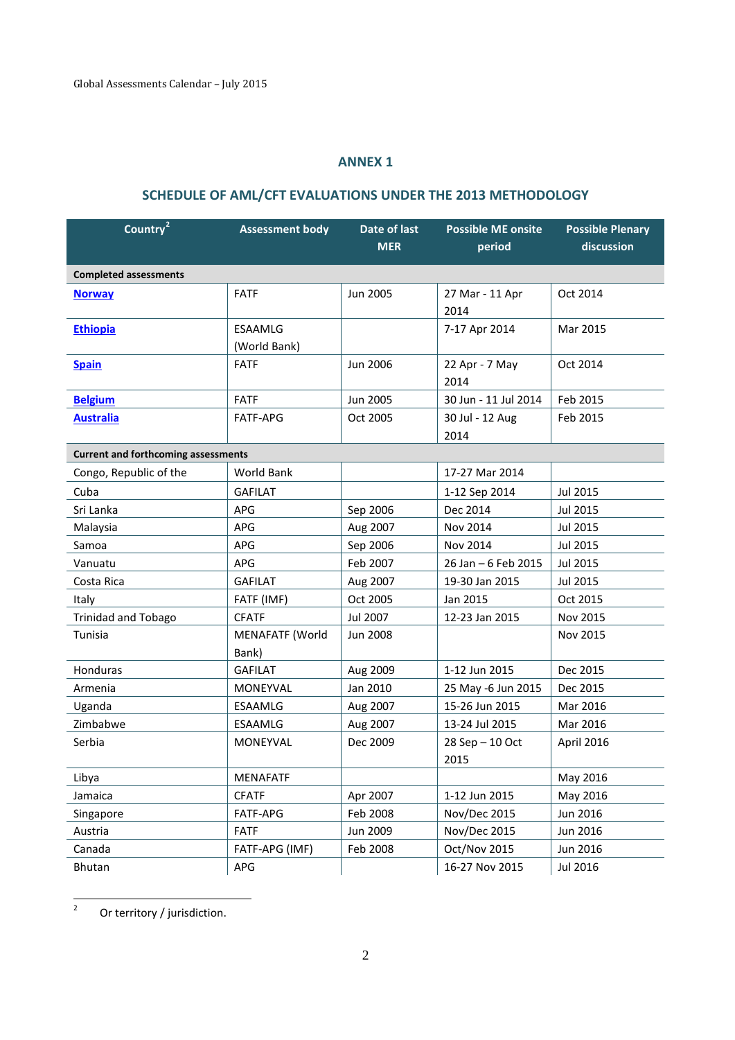## ANNEX 1

## SCHEDULE OF AML/CFT EVALUATIONS UNDER THE 2013 METHODOLOGY

| Country[2] | Assessment body | Date of last MER | Possible ME onsite period | Possible Plenary discussion |
|---|---|---|---|---|
| **Completed assessments** | | | | |
| **Norway** | FATF | Jun 2005 | 27 Mar - 11 Apr 2014 | Oct 2014 |
| **Ethiopia** | ESAAMLG (World Bank) | | 7-17 Apr 2014 | Mar 2015 |
| **Spain** | FATF | Jun 2006 | 22 Apr - 7 May 2014 | Oct 2014 |
| **Belgium** | FATF | Jun 2005 | 30 Jun - 11 Jul 2014 | Feb 2015 |
| **Australia** | FATF-APG | Oct 2005 | 30 Jul - 12 Aug 2014 | Feb 2015 |
| **Current and forthcoming assessments** | | | | |
| Congo, Republic of the | World Bank | | 17-27 Mar 2014 | |
| Cuba | GAFILAT | | 1-12 Sep 2014 | Jul 2015 |
| Sri Lanka | APG | Sep 2006 | Dec 2014 | Jul 2015 |
| Malaysia | APG | Aug 2007 | Nov 2014 | Jul 2015 |
| Samoa | APG | Sep 2006 | Nov 2014 | Jul 2015 |
| Vanuatu | APG | Feb 2007 | 26 Jan – 6 Feb 2015 | Jul 2015 |
| Costa Rica | GAFILAT | Aug 2007 | 19-30 Jan 2015 | Jul 2015 |
| Italy | FATF (IMF) | Oct 2005 | Jan 2015 | Oct 2015 |
| Trinidad and Tobago | CFATF | Jul 2007 | 12-23 Jan 2015 | Nov 2015 |
| Tunisia | MENAFATF (World Bank) | Jun 2008 | | Nov 2015 |
| Honduras | GAFILAT | Aug 2009 | 1-12 Jun 2015 | Dec 2015 |
| Armenia | MONEYVAL | Jan 2010 | 25 May -6 Jun 2015 | Dec 2015 |
| Uganda | ESAAMLG | Aug 2007 | 15-26 Jun 2015 | Mar 2016 |
| Zimbabwe | ESAAMLG | Aug 2007 | 13-24 Jul 2015 | Mar 2016 |
| Serbia | MONEYVAL | Dec 2009 | 28 Sep – 10 Oct 2015 | April 2016 |
| Libya | MENAFATF | | | May 2016 |
| Jamaica | CFATF | Apr 2007 | 1-12 Jun 2015 | May 2016 |
| Singapore | FATF-APG | Feb 2008 | Nov/Dec 2015 | Jun 2016 |
| Austria | FATF | Jun 2009 | Nov/Dec 2015 | Jun 2016 |
| Canada | FATF-APG (IMF) | Feb 2008 | Oct/Nov 2015 | Jun 2016 |
| Bhutan | APG | | 16-27 Nov 2015 | Jul 2016 |

[2] Or territory / jurisdiction.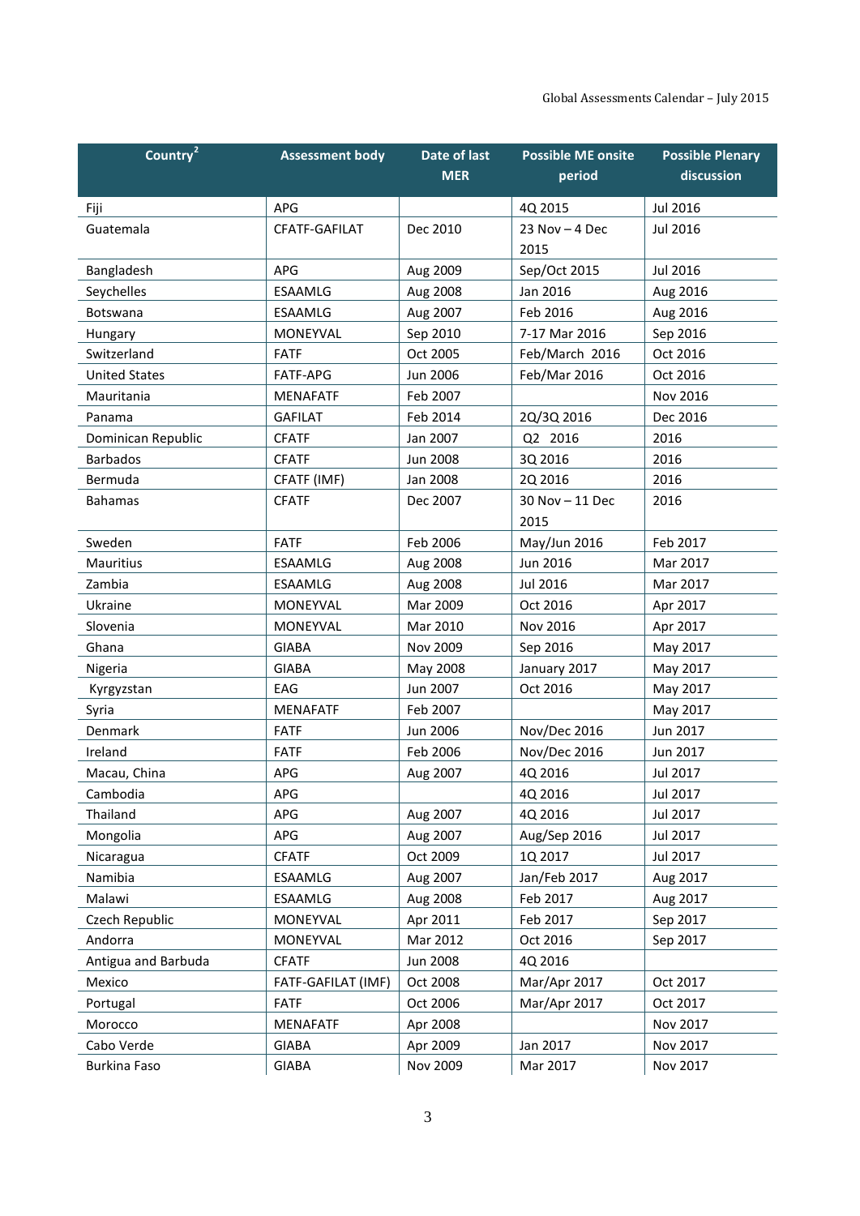| Country[2] | Assessment body | Date of last MER | Possible ME onsite period | Possible Plenary discussion |
|---|---|---|---|---|
| Fiji | APG | | 4Q 2015 | Jul 2016 |
| Guatemala | CFATF-GAFILAT | Dec 2010 | 23 Nov – 4 Dec 2015 | Jul 2016 |
| Bangladesh | APG | Aug 2009 | Sep/Oct 2015 | Jul 2016 |
| Seychelles | ESAAMLG | Aug 2008 | Jan 2016 | Aug 2016 |
| Botswana | ESAAMLG | Aug 2007 | Feb 2016 | Aug 2016 |
| Hungary | MONEYVAL | Sep 2010 | 7-17 Mar 2016 | Sep 2016 |
| Switzerland | FATF | Oct 2005 | Feb/March 2016 | Oct 2016 |
| United States | FATF-APG | Jun 2006 | Feb/Mar 2016 | Oct 2016 |
| Mauritania | MENAFATF | Feb 2007 | | Nov 2016 |
| Panama | GAFILAT | Feb 2014 | 2Q/3Q 2016 | Dec 2016 |
| Dominican Republic | CFATF | Jan 2007 | Q2 2016 | 2016 |
| Barbados | CFATF | Jun 2008 | 3Q 2016 | 2016 |
| Bermuda | CFATF (IMF) | Jan 2008 | 2Q 2016 | 2016 |
| Bahamas | CFATF | Dec 2007 | 30 Nov – 11 Dec 2015 | 2016 |
| Sweden | FATF | Feb 2006 | May/Jun 2016 | Feb 2017 |
| Mauritius | ESAAMLG | Aug 2008 | Jun 2016 | Mar 2017 |
| Zambia | ESAAMLG | Aug 2008 | Jul 2016 | Mar 2017 |
| Ukraine | MONEYVAL | Mar 2009 | Oct 2016 | Apr 2017 |
| Slovenia | MONEYVAL | Mar 2010 | Nov 2016 | Apr 2017 |
| Ghana | GIABA | Nov 2009 | Sep 2016 | May 2017 |
| Nigeria | GIABA | May 2008 | January 2017 | May 2017 |
| Kyrgyzstan | EAG | Jun 2007 | Oct 2016 | May 2017 |
| Syria | MENAFATF | Feb 2007 | | May 2017 |
| Denmark | FATF | Jun 2006 | Nov/Dec 2016 | Jun 2017 |
| Ireland | FATF | Feb 2006 | Nov/Dec 2016 | Jun 2017 |
| Macau, China | APG | Aug 2007 | 4Q 2016 | Jul 2017 |
| Cambodia | APG | | 4Q 2016 | Jul 2017 |
| Thailand | APG | Aug 2007 | 4Q 2016 | Jul 2017 |
| Mongolia | APG | Aug 2007 | Aug/Sep 2016 | Jul 2017 |
| Nicaragua | CFATF | Oct 2009 | 1Q 2017 | Jul 2017 |
| Namibia | ESAAMLG | Aug 2007 | Jan/Feb 2017 | Aug 2017 |
| Malawi | ESAAMLG | Aug 2008 | Feb 2017 | Aug 2017 |
| Czech Republic | MONEYVAL | Apr 2011 | Feb 2017 | Sep 2017 |
| Andorra | MONEYVAL | Mar 2012 | Oct 2016 | Sep 2017 |
| Antigua and Barbuda | CFATF | Jun 2008 | 4Q 2016 | |
| Mexico | FATF-GAFILAT (IMF) | Oct 2008 | Mar/Apr 2017 | Oct 2017 |
| Portugal | FATF | Oct 2006 | Mar/Apr 2017 | Oct 2017 |
| Morocco | MENAFATF | Apr 2008 | | Nov 2017 |
| Cabo Verde | GIABA | Apr 2009 | Jan 2017 | Nov 2017 |
| Burkina Faso | GIABA | Nov 2009 | Mar 2017 | Nov 2017 |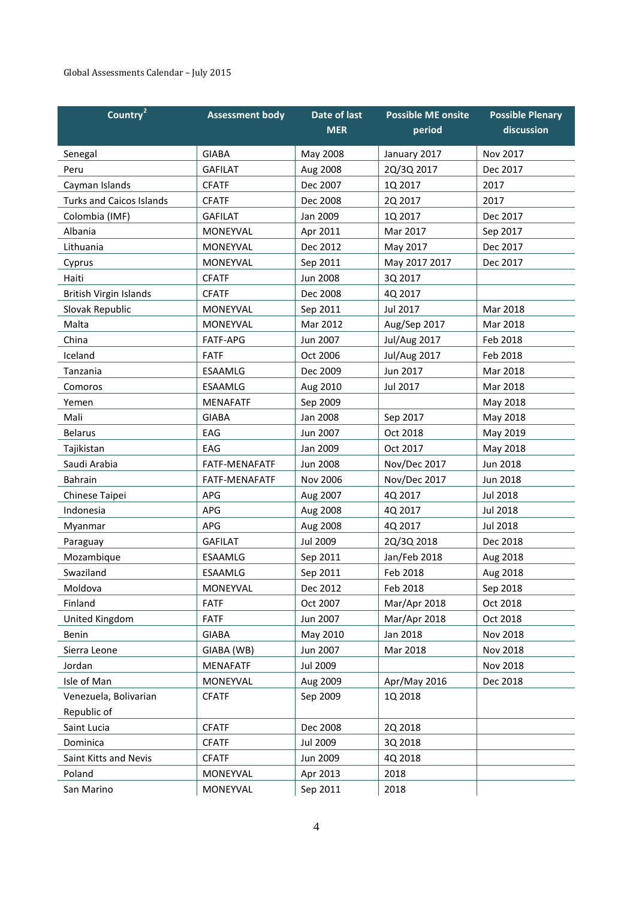Global Assessments Calendar – July 2015

| Country[2] | Assessment body | Date of last MER | Possible ME onsite period | Possible Plenary discussion |
|---|---|---|---|---|
| Senegal | GIABA | May 2008 | January 2017 | Nov 2017 |
| Peru | GAFILAT | Aug 2008 | 2Q/3Q 2017 | Dec 2017 |
| Cayman Islands | CFATF | Dec 2007 | 1Q 2017 | 2017 |
| Turks and Caicos Islands | CFATF | Dec 2008 | 2Q 2017 | 2017 |
| Colombia (IMF) | GAFILAT | Jan 2009 | 1Q 2017 | Dec 2017 |
| Albania | MONEYVAL | Apr 2011 | Mar 2017 | Sep 2017 |
| Lithuania | MONEYVAL | Dec 2012 | May 2017 | Dec 2017 |
| Cyprus | MONEYVAL | Sep 2011 | May 2017 2017 | Dec 2017 |
| Haiti | CFATF | Jun 2008 | 3Q 2017 | |
| British Virgin Islands | CFATF | Dec 2008 | 4Q 2017 | |
| Slovak Republic | MONEYVAL | Sep 2011 | Jul 2017 | Mar 2018 |
| Malta | MONEYVAL | Mar 2012 | Aug/Sep 2017 | Mar 2018 |
| China | FATF-APG | Jun 2007 | Jul/Aug 2017 | Feb 2018 |
| Iceland | FATF | Oct 2006 | Jul/Aug 2017 | Feb 2018 |
| Tanzania | ESAAMLG | Dec 2009 | Jun 2017 | Mar 2018 |
| Comoros | ESAAMLG | Aug 2010 | Jul 2017 | Mar 2018 |
| Yemen | MENAFATF | Sep 2009 | | May 2018 |
| Mali | GIABA | Jan 2008 | Sep 2017 | May 2018 |
| Belarus | EAG | Jun 2007 | Oct 2018 | May 2019 |
| Tajikistan | EAG | Jan 2009 | Oct 2017 | May 2018 |
| Saudi Arabia | FATF-MENAFATF | Jun 2008 | Nov/Dec 2017 | Jun 2018 |
| Bahrain | FATF-MENAFATF | Nov 2006 | Nov/Dec 2017 | Jun 2018 |
| Chinese Taipei | APG | Aug 2007 | 4Q 2017 | Jul 2018 |
| Indonesia | APG | Aug 2008 | 4Q 2017 | Jul 2018 |
| Myanmar | APG | Aug 2008 | 4Q 2017 | Jul 2018 |
| Paraguay | GAFILAT | Jul 2009 | 2Q/3Q 2018 | Dec 2018 |
| Mozambique | ESAAMLG | Sep 2011 | Jan/Feb 2018 | Aug 2018 |
| Swaziland | ESAAMLG | Sep 2011 | Feb 2018 | Aug 2018 |
| Moldova | MONEYVAL | Dec 2012 | Feb 2018 | Sep 2018 |
| Finland | FATF | Oct 2007 | Mar/Apr 2018 | Oct 2018 |
| United Kingdom | FATF | Jun 2007 | Mar/Apr 2018 | Oct 2018 |
| Benin | GIABA | May 2010 | Jan 2018 | Nov 2018 |
| Sierra Leone | GIABA (WB) | Jun 2007 | Mar 2018 | Nov 2018 |
| Jordan | MENAFATF | Jul 2009 | | Nov 2018 |
| Isle of Man | MONEYVAL | Aug 2009 | Apr/May 2016 | Dec 2018 |
| Venezuela, Bolivarian Republic of | CFATF | Sep 2009 | 1Q 2018 | |
| Saint Lucia | CFATF | Dec 2008 | 2Q 2018 | |
| Dominica | CFATF | Jul 2009 | 3Q 2018 | |
| Saint Kitts and Nevis | CFATF | Jun 2009 | 4Q 2018 | |
| Poland | MONEYVAL | Apr 2013 | 2018 | |
| San Marino | MONEYVAL | Sep 2011 | 2018 | |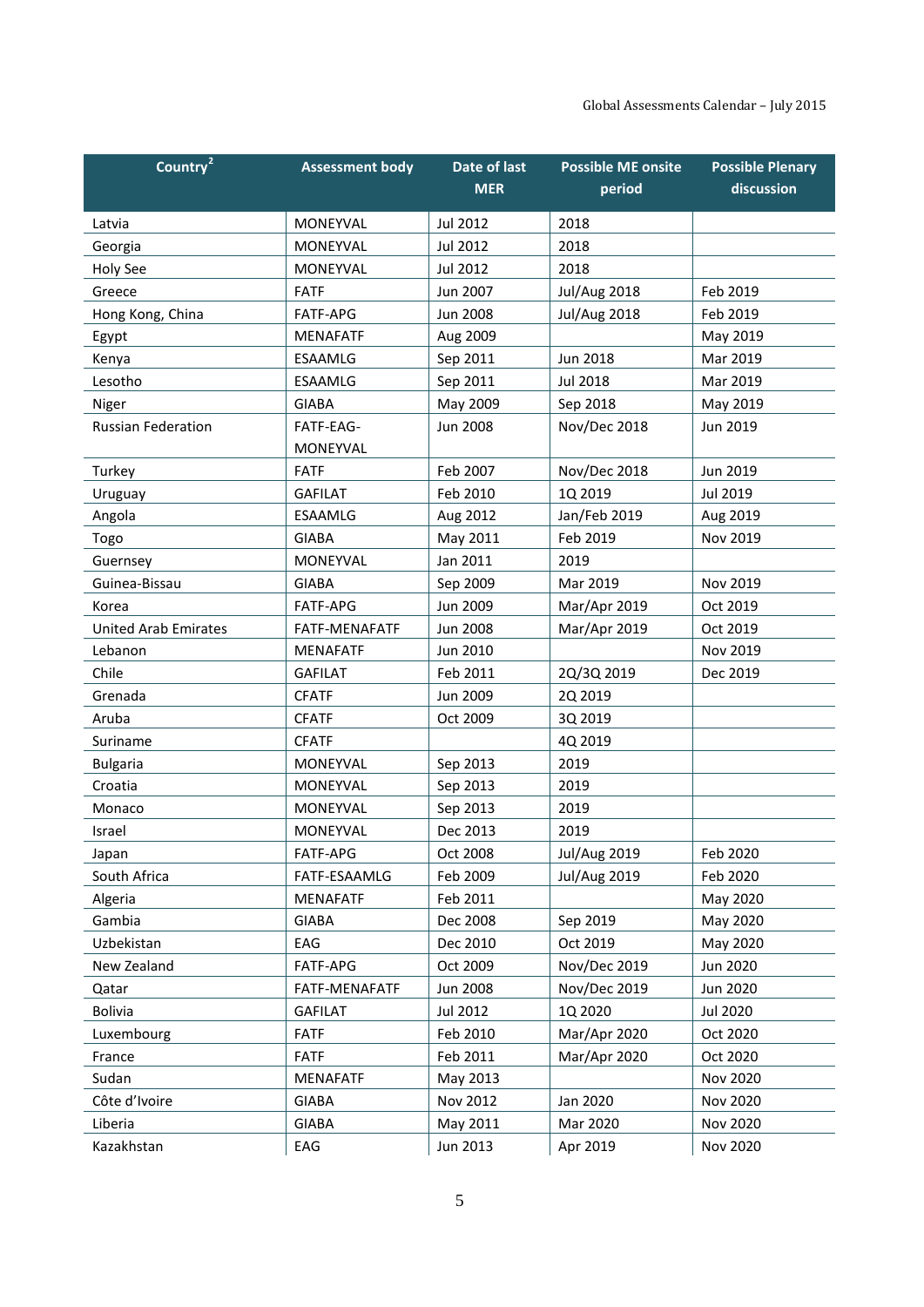| Country[2] | Assessment body | Date of last MER | Possible ME onsite period | Possible Plenary discussion |
|---|---|---|---|---|
| Latvia | MONEYVAL | Jul 2012 | 2018 | |
| Georgia | MONEYVAL | Jul 2012 | 2018 | |
| Holy See | MONEYVAL | Jul 2012 | 2018 | |
| Greece | FATF | Jun 2007 | Jul/Aug 2018 | Feb 2019 |
| Hong Kong, China | FATF-APG | Jun 2008 | Jul/Aug 2018 | Feb 2019 |
| Egypt | MENAFATF | Aug 2009 | | May 2019 |
| Kenya | ESAAMLG | Sep 2011 | Jun 2018 | Mar 2019 |
| Lesotho | ESAAMLG | Sep 2011 | Jul 2018 | Mar 2019 |
| Niger | GIABA | May 2009 | Sep 2018 | May 2019 |
| Russian Federation | FATF-EAG-MONEYVAL | Jun 2008 | Nov/Dec 2018 | Jun 2019 |
| Turkey | FATF | Feb 2007 | Nov/Dec 2018 | Jun 2019 |
| Uruguay | GAFILAT | Feb 2010 | 1Q 2019 | Jul 2019 |
| Angola | ESAAMLG | Aug 2012 | Jan/Feb 2019 | Aug 2019 |
| Togo | GIABA | May 2011 | Feb 2019 | Nov 2019 |
| Guernsey | MONEYVAL | Jan 2011 | 2019 | |
| Guinea-Bissau | GIABA | Sep 2009 | Mar 2019 | Nov 2019 |
| Korea | FATF-APG | Jun 2009 | Mar/Apr 2019 | Oct 2019 |
| United Arab Emirates | FATF-MENAFATF | Jun 2008 | Mar/Apr 2019 | Oct 2019 |
| Lebanon | MENAFATF | Jun 2010 | | Nov 2019 |
| Chile | GAFILAT | Feb 2011 | 2Q/3Q 2019 | Dec 2019 |
| Grenada | CFATF | Jun 2009 | 2Q 2019 | |
| Aruba | CFATF | Oct 2009 | 3Q 2019 | |
| Suriname | CFATF | | 4Q 2019 | |
| Bulgaria | MONEYVAL | Sep 2013 | 2019 | |
| Croatia | MONEYVAL | Sep 2013 | 2019 | |
| Monaco | MONEYVAL | Sep 2013 | 2019 | |
| Israel | MONEYVAL | Dec 2013 | 2019 | |
| Japan | FATF-APG | Oct 2008 | Jul/Aug 2019 | Feb 2020 |
| South Africa | FATF-ESAAMLG | Feb 2009 | Jul/Aug 2019 | Feb 2020 |
| Algeria | MENAFATF | Feb 2011 | | May 2020 |
| Gambia | GIABA | Dec 2008 | Sep 2019 | May 2020 |
| Uzbekistan | EAG | Dec 2010 | Oct 2019 | May 2020 |
| New Zealand | FATF-APG | Oct 2009 | Nov/Dec 2019 | Jun 2020 |
| Qatar | FATF-MENAFATF | Jun 2008 | Nov/Dec 2019 | Jun 2020 |
| Bolivia | GAFILAT | Jul 2012 | 1Q 2020 | Jul 2020 |
| Luxembourg | FATF | Feb 2010 | Mar/Apr 2020 | Oct 2020 |
| France | FATF | Feb 2011 | Mar/Apr 2020 | Oct 2020 |
| Sudan | MENAFATF | May 2013 | | Nov 2020 |
| Côte d'Ivoire | GIABA | Nov 2012 | Jan 2020 | Nov 2020 |
| Liberia | GIABA | May 2011 | Mar 2020 | Nov 2020 |
| Kazakhstan | EAG | Jun 2013 | Apr 2019 | Nov 2020 |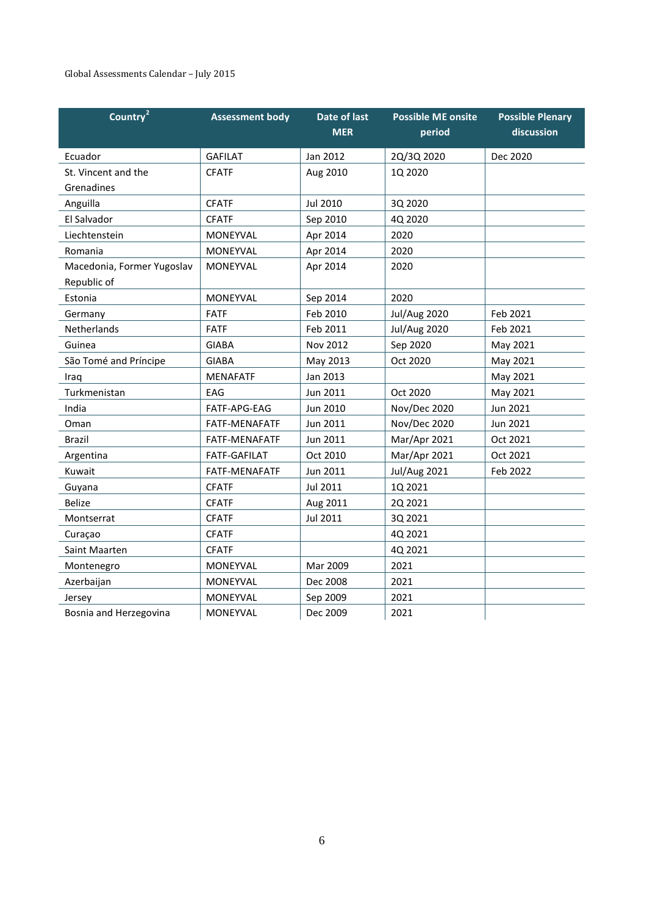Global Assessments Calendar – July 2015

| Country[2] | Assessment body | Date of last MER | Possible ME onsite period | Possible Plenary discussion |
|---|---|---|---|---|
| Ecuador | GAFILAT | Jan 2012 | 2Q/3Q 2020 | Dec 2020 |
| St. Vincent and the Grenadines | CFATF | Aug 2010 | 1Q 2020 | |
| Anguilla | CFATF | Jul 2010 | 3Q 2020 | |
| El Salvador | CFATF | Sep 2010 | 4Q 2020 | |
| Liechtenstein | MONEYVAL | Apr 2014 | 2020 | |
| Romania | MONEYVAL | Apr 2014 | 2020 | |
| Macedonia, Former Yugoslav Republic of | MONEYVAL | Apr 2014 | 2020 | |
| Estonia | MONEYVAL | Sep 2014 | 2020 | |
| Germany | FATF | Feb 2010 | Jul/Aug 2020 | Feb 2021 |
| Netherlands | FATF | Feb 2011 | Jul/Aug 2020 | Feb 2021 |
| Guinea | GIABA | Nov 2012 | Sep 2020 | May 2021 |
| São Tomé and Príncipe | GIABA | May 2013 | Oct 2020 | May 2021 |
| Iraq | MENAFATF | Jan 2013 | | May 2021 |
| Turkmenistan | EAG | Jun 2011 | Oct 2020 | May 2021 |
| India | FATF-APG-EAG | Jun 2010 | Nov/Dec 2020 | Jun 2021 |
| Oman | FATF-MENAFATF | Jun 2011 | Nov/Dec 2020 | Jun 2021 |
| Brazil | FATF-MENAFATF | Jun 2011 | Mar/Apr 2021 | Oct 2021 |
| Argentina | FATF-GAFILAT | Oct 2010 | Mar/Apr 2021 | Oct 2021 |
| Kuwait | FATF-MENAFATF | Jun 2011 | Jul/Aug 2021 | Feb 2022 |
| Guyana | CFATF | Jul 2011 | 1Q 2021 | |
| Belize | CFATF | Aug 2011 | 2Q 2021 | |
| Montserrat | CFATF | Jul 2011 | 3Q 2021 | |
| Curaçao | CFATF | | 4Q 2021 | |
| Saint Maarten | CFATF | | 4Q 2021 | |
| Montenegro | MONEYVAL | Mar 2009 | 2021 | |
| Azerbaijan | MONEYVAL | Dec 2008 | 2021 | |
| Jersey | MONEYVAL | Sep 2009 | 2021 | |
| Bosnia and Herzegovina | MONEYVAL | Dec 2009 | 2021 | |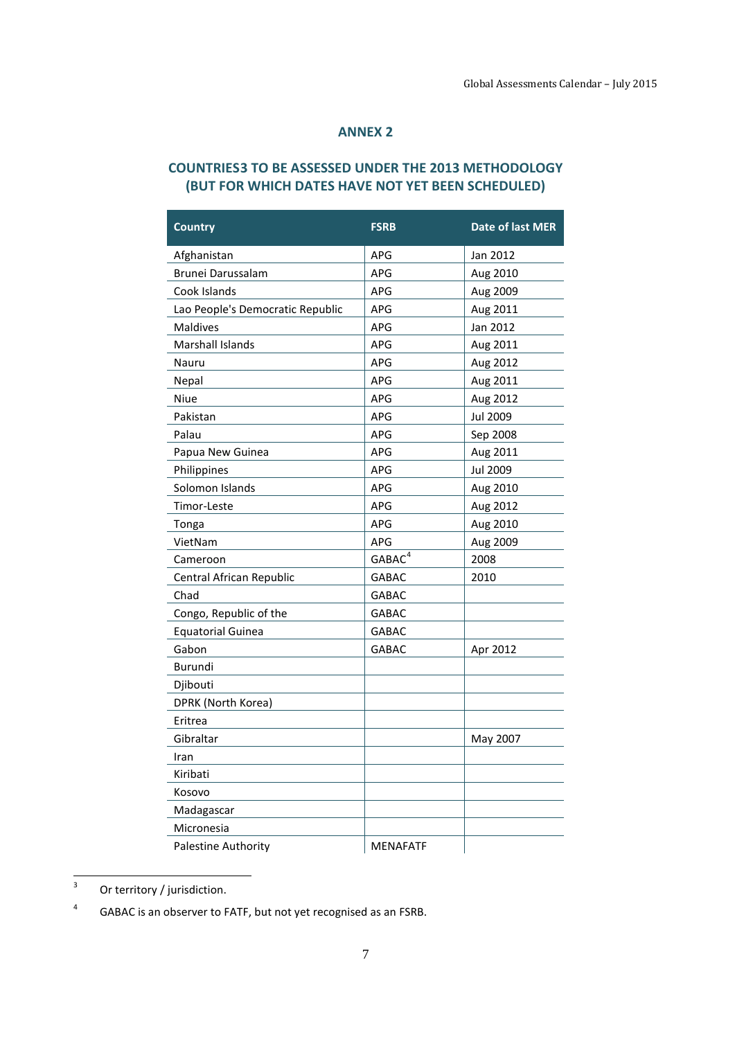## ANNEX 2

## COUNTRIES3 TO BE ASSESSED UNDER THE 2013 METHODOLOGY (BUT FOR WHICH DATES HAVE NOT YET BEEN SCHEDULED)

| Country | FSRB | Date of last MER |
|---|---|---|
| Afghanistan | APG | Jan 2012 |
| Brunei Darussalam | APG | Aug 2010 |
| Cook Islands | APG | Aug 2009 |
| Lao People's Democratic Republic | APG | Aug 2011 |
| Maldives | APG | Jan 2012 |
| Marshall Islands | APG | Aug 2011 |
| Nauru | APG | Aug 2012 |
| Nepal | APG | Aug 2011 |
| Niue | APG | Aug 2012 |
| Pakistan | APG | Jul 2009 |
| Palau | APG | Sep 2008 |
| Papua New Guinea | APG | Aug 2011 |
| Philippines | APG | Jul 2009 |
| Solomon Islands | APG | Aug 2010 |
| Timor-Leste | APG | Aug 2012 |
| Tonga | APG | Aug 2010 |
| VietNam | APG | Aug 2009 |
| Cameroon | GABAC[4] | 2008 |
| Central African Republic | GABAC | 2010 |
| Chad | GABAC | |
| Congo, Republic of the | GABAC | |
| Equatorial Guinea | GABAC | |
| Gabon | GABAC | Apr 2012 |
| Burundi | | |
| Djibouti | | |
| DPRK (North Korea) | | |
| Eritrea | | |
| Gibraltar | | May 2007 |
| Iran | | |
| Kiribati | | |
| Kosovo | | |
| Madagascar | | |
| Micronesia | | |
| Palestine Authority | MENAFATF | |

[3] Or territory / jurisdiction.

[4] GABAC is an observer to FATF, but not yet recognised as an FSRB.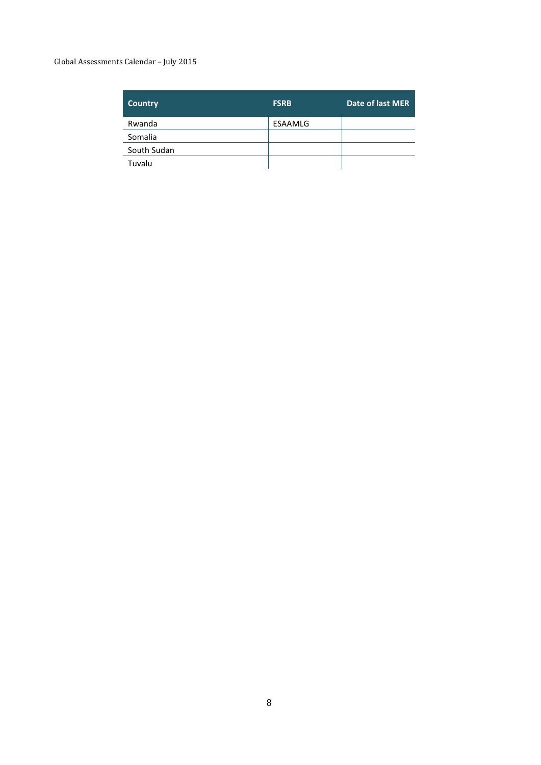| Country | FSRB | Date of last MER |
| --- | --- | --- |
| Rwanda | ESAAMLG | |
| Somalia | | |
| South Sudan | | |
| Tuvalu | | |